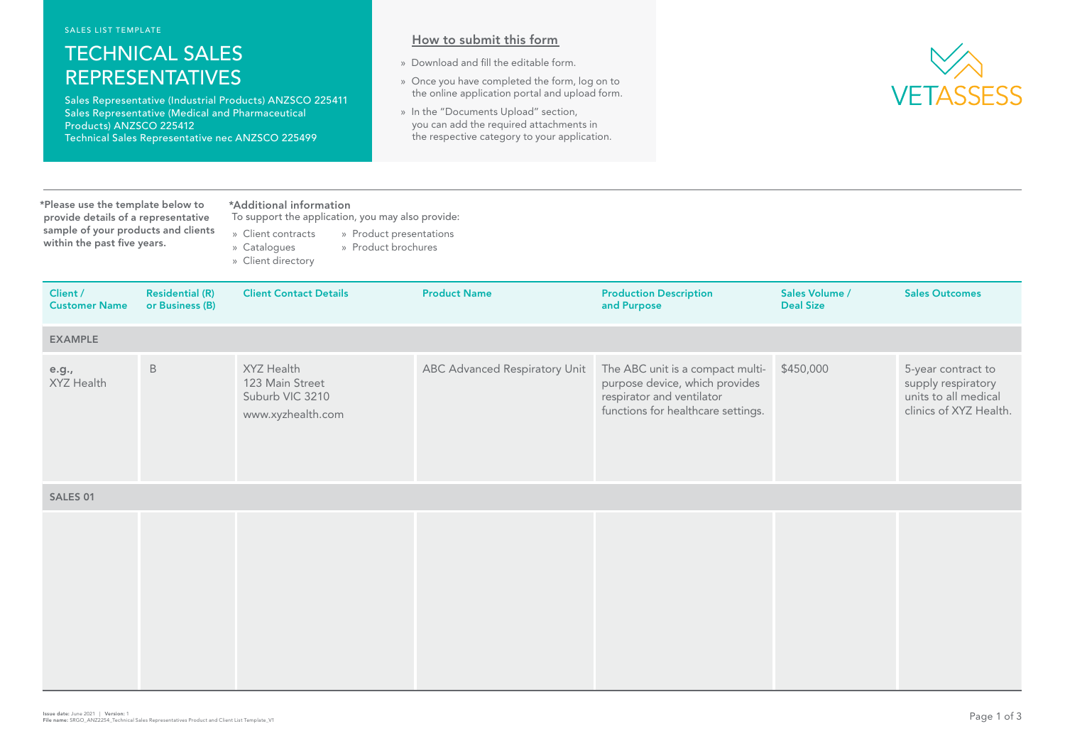SALES LIST TEMPLATE

# TECHNICAL SALES REPRESENTATIVES

Sales Representative (Industrial Products) ANZSCO 225411
Sales Representative (Medical and Pharmaceutical Products) ANZSCO 225412
Technical Sales Representative nec ANZSCO 225499

## How to submit this form

- Download and fill the editable form.
- Once you have completed the form, log on to the online application portal and upload form.
- In the "Documents Upload" section, you can add the required attachments in the respective category to your application.

VETASSESS

**\*Please use the template below to provide details of a representative sample of your products and clients within the past five years.**

**\*Additional information**
To support the application, you may also provide:

- Client contracts
- Catalogues
- Client directory
- Product presentations
- Product brochures

| Client / Customer Name | Residential (R) or Business (B) | Client Contact Details | Product Name | Production Description and Purpose | Sales Volume / Deal Size | Sales Outcomes |
|---|---|---|---|---|---|---|
| **EXAMPLE** | | | | | | |
| **e.g.,** XYZ Health | B | XYZ Health 123 Main Street Suburb VIC 3210 www.xyzhealth.com | ABC Advanced Respiratory Unit | The ABC unit is a compact multi-purpose device, which provides respirator and ventilator functions for healthcare settings. | $450,000 | 5-year contract to supply respiratory units to all medical clinics of XYZ Health. |
| **SALES 01** | | | | | | |
| | | | | | | |

**Issue date:** June 2021 | **Version:** 1
**File name:** SRGO_ANZ2254_Technical Sales Representatives Product and Client List Template_V1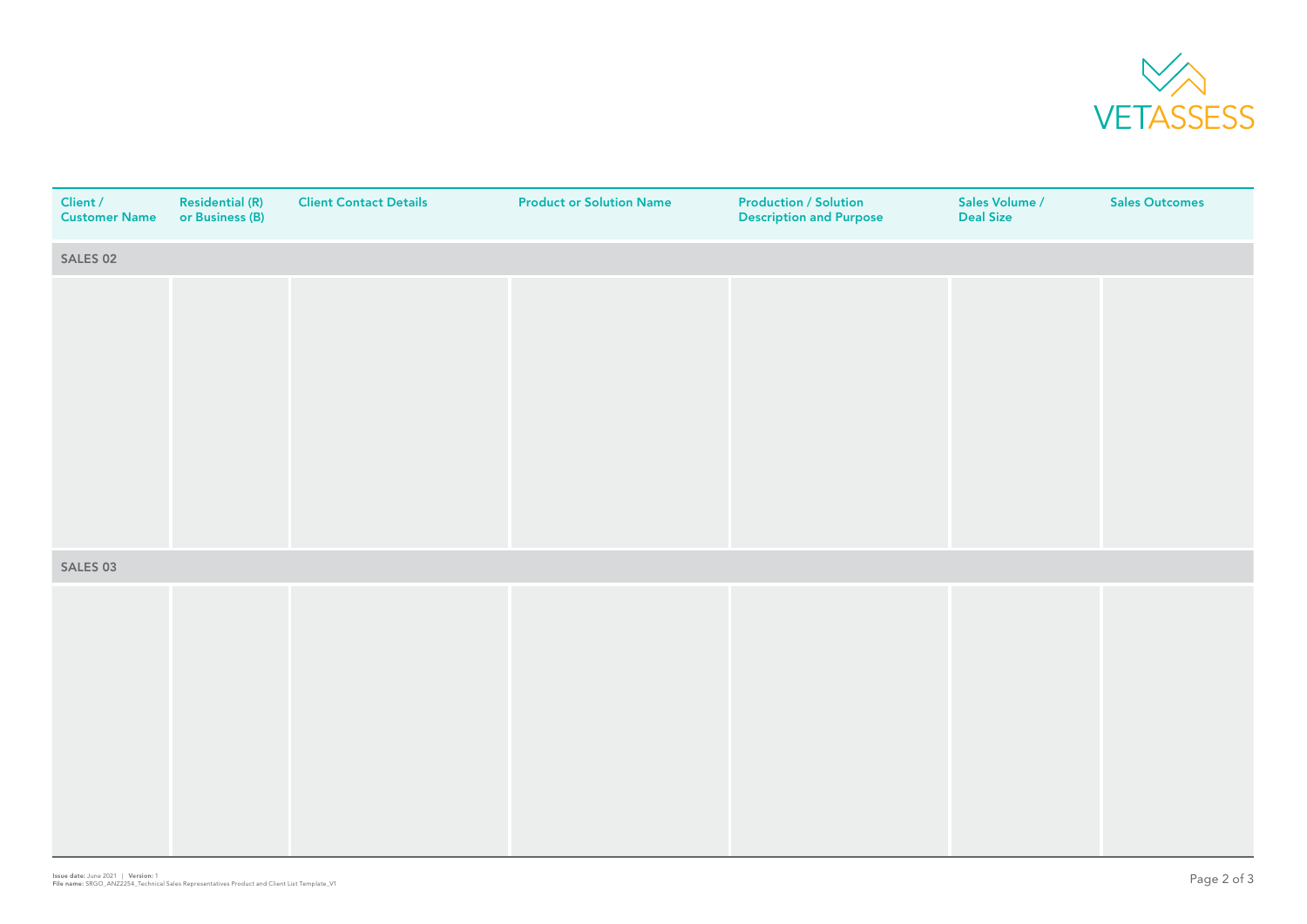| Client / Customer Name | Residential (R) or Business (B) | Client Contact Details | Product or Solution Name | Production / Solution Description and Purpose | Sales Volume / Deal Size | Sales Outcomes |
|---|---|---|---|---|---|---|
| **SALES 02** | | | | | | |
| | | | | | | |
| **SALES 03** | | | | | | |
| | | | | | | |

**Issue date:** June 2021 | **Version:** 1
**File name:** SRGO_ANZ2254_Technical Sales Representatives Product and Client List Template_V1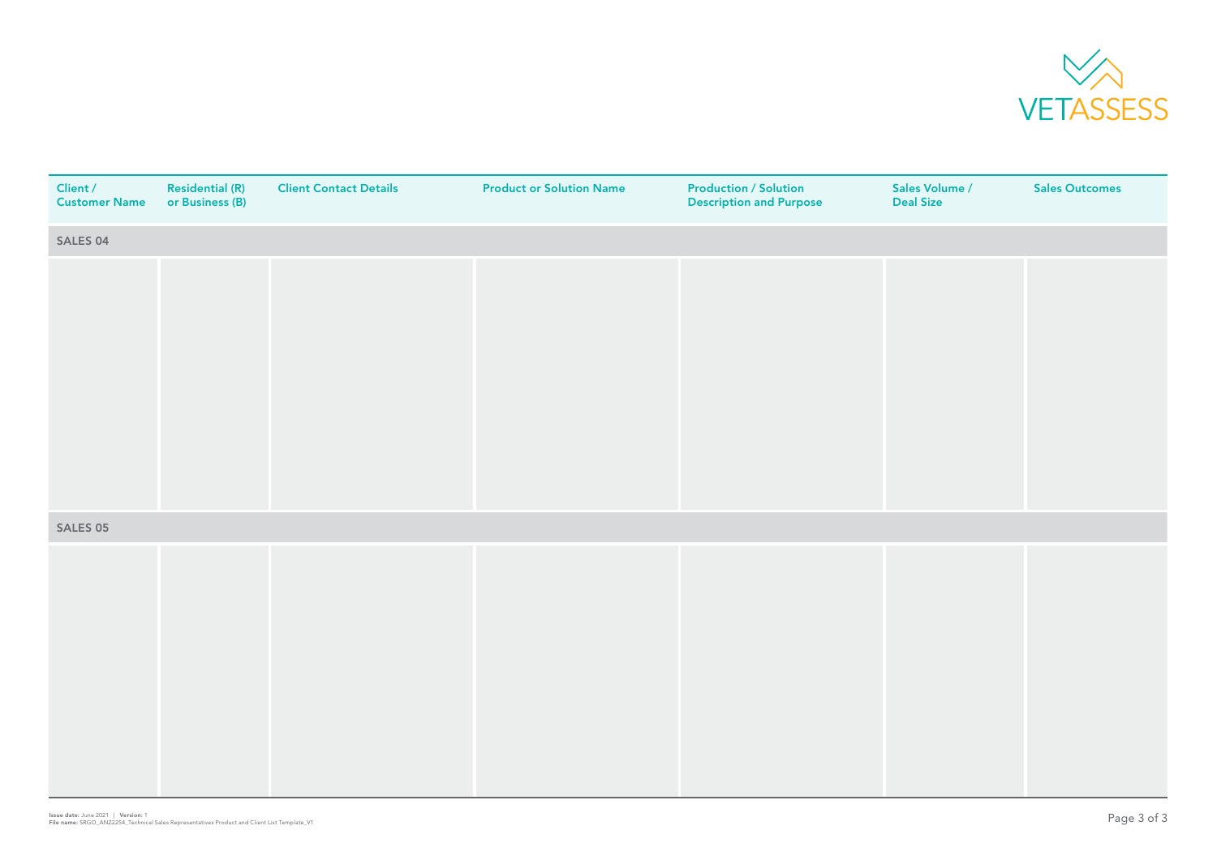| Client / Customer Name | Residential (R) or Business (B) | Client Contact Details | Product or Solution Name | Production / Solution Description and Purpose | Sales Volume / Deal Size | Sales Outcomes |
|---|---|---|---|---|---|---|
| **SALES 04** | | | | | | |
| | | | | | | |
| **SALES 05** | | | | | | |
| | | | | | | |

**Issue date:** June 2021 | **Version:** 1
**File name:** SRGO_ANZ2254_Technical Sales Representatives Product and Client List Template_V1